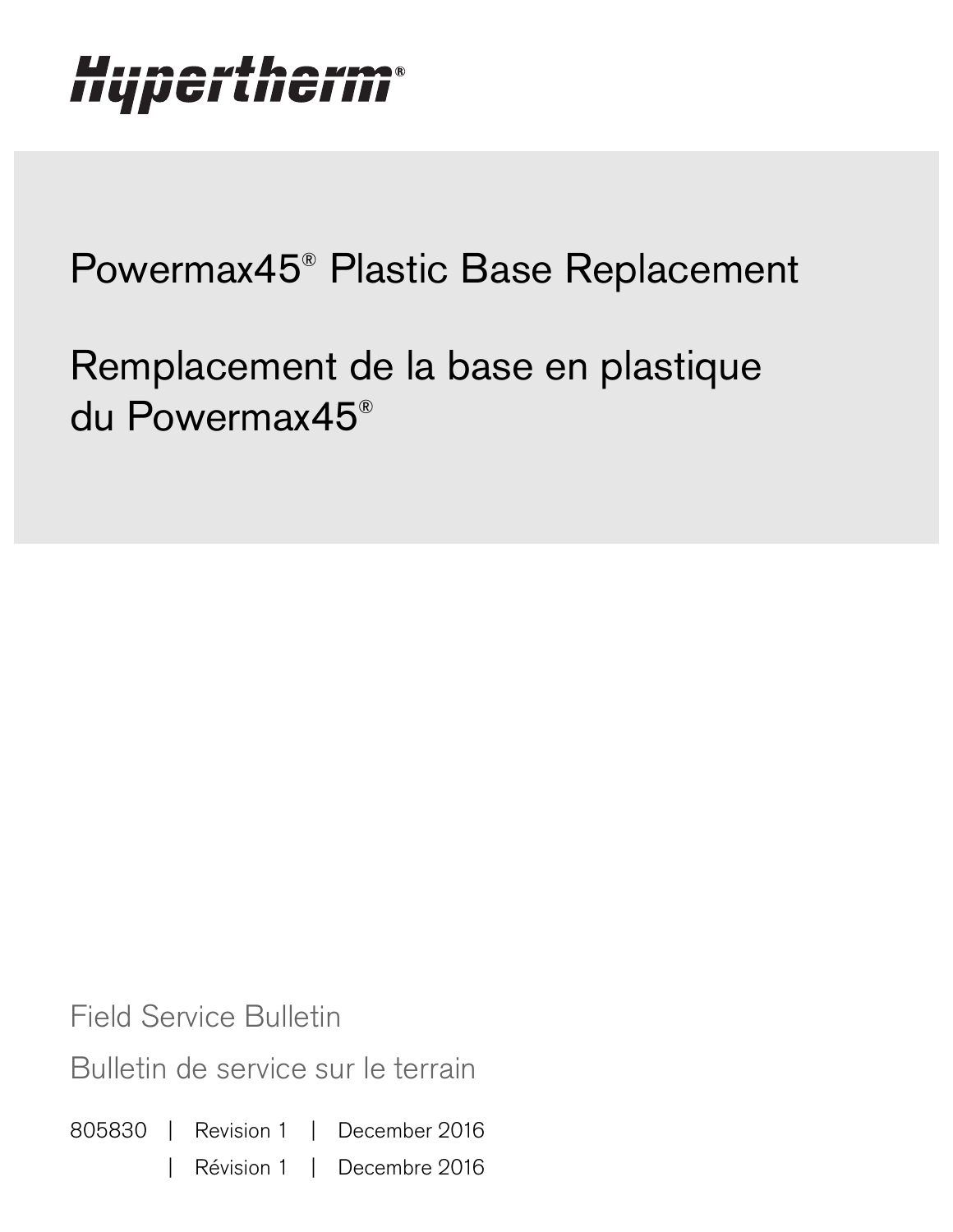Hypertherm®

# Powermax45® Plastic Base Replacement

# Remplacement de la base en plastique du Powermax45®

Field Service Bulletin

Bulletin de service sur le terrain

805830 | Revision 1 | December 2016

| Révision 1 | Decembre 2016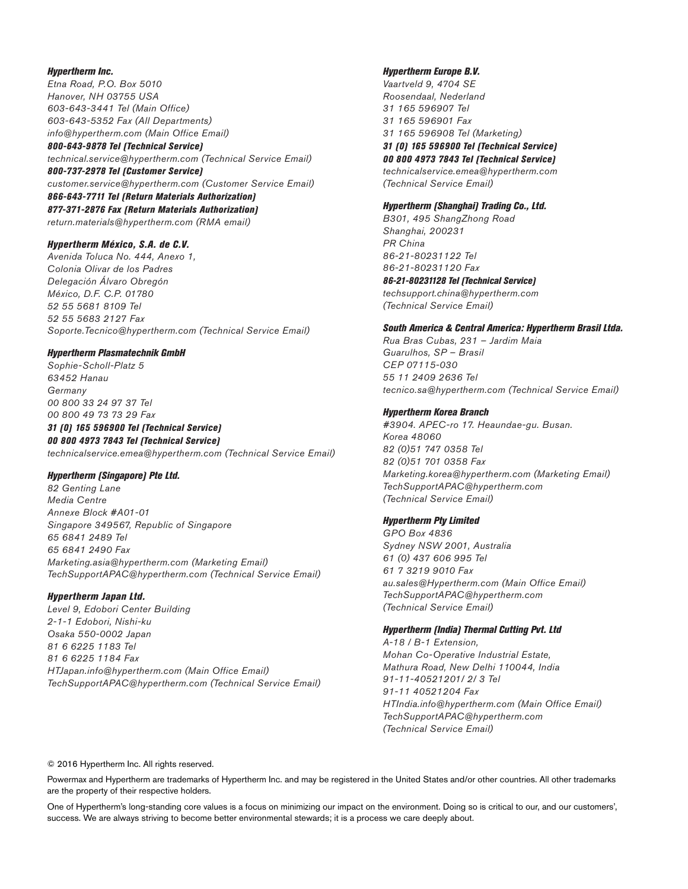***Hypertherm Inc.***
*Etna Road, P.O. Box 5010*
*Hanover, NH 03755 USA*
*603-643-3441 Tel (Main Office)*
*603-643-5352 Fax (All Departments)*
*info@hypertherm.com (Main Office Email)*
***800-643-9878 Tel (Technical Service)***
*technical.service@hypertherm.com (Technical Service Email)*
***800-737-2978 Tel (Customer Service)***
*customer.service@hypertherm.com (Customer Service Email)*
***866-643-7711 Tel (Return Materials Authorization)***
***877-371-2876 Fax (Return Materials Authorization)***
*return.materials@hypertherm.com (RMA email)*

***Hypertherm México, S.A. de C.V.***
*Avenida Toluca No. 444, Anexo 1,*
*Colonia Olivar de los Padres*
*Delegación Álvaro Obregón*
*México, D.F. C.P. 01780*
*52 55 5681 8109 Tel*
*52 55 5683 2127 Fax*
*Soporte.Tecnico@hypertherm.com (Technical Service Email)*

***Hypertherm Plasmatechnik GmbH***
*Sophie-Scholl-Platz 5*
*63452 Hanau*
*Germany*
*00 800 33 24 97 37 Tel*
*00 800 49 73 73 29 Fax*
***31 (0) 165 596900 Tel (Technical Service)***
***00 800 4973 7843 Tel (Technical Service)***
*technicalservice.emea@hypertherm.com (Technical Service Email)*

***Hypertherm (Singapore) Pte Ltd.***
*82 Genting Lane*
*Media Centre*
*Annexe Block #A01-01*
*Singapore 349567, Republic of Singapore*
*65 6841 2489 Tel*
*65 6841 2490 Fax*
*Marketing.asia@hypertherm.com (Marketing Email)*
*TechSupportAPAC@hypertherm.com (Technical Service Email)*

***Hypertherm Japan Ltd.***
*Level 9, Edobori Center Building*
*2-1-1 Edobori, Nishi-ku*
*Osaka 550-0002 Japan*
*81 6 6225 1183 Tel*
*81 6 6225 1184 Fax*
*HTJapan.info@hypertherm.com (Main Office Email)*
*TechSupportAPAC@hypertherm.com (Technical Service Email)*

***Hypertherm Europe B.V.***
*Vaartveld 9, 4704 SE*
*Roosendaal, Nederland*
*31 165 596907 Tel*
*31 165 596901 Fax*
*31 165 596908 Tel (Marketing)*
***31 (0) 165 596900 Tel (Technical Service)***
***00 800 4973 7843 Tel (Technical Service)***
*technicalservice.emea@hypertherm.com*
*(Technical Service Email)*

***Hypertherm (Shanghai) Trading Co., Ltd.***
*B301, 495 ShangZhong Road*
*Shanghai, 200231*
*PR China*
*86-21-80231122 Tel*
*86-21-80231120 Fax*
***86-21-80231128 Tel (Technical Service)***
*techsupport.china@hypertherm.com*
*(Technical Service Email)*

***South America & Central America: Hypertherm Brasil Ltda.***
*Rua Bras Cubas, 231 – Jardim Maia*
*Guarulhos, SP – Brasil*
*CEP 07115-030*
*55 11 2409 2636 Tel*
*tecnico.sa@hypertherm.com (Technical Service Email)*

***Hypertherm Korea Branch***
*#3904. APEC-ro 17. Heaundae-gu. Busan.*
*Korea 48060*
*82 (0)51 747 0358 Tel*
*82 (0)51 701 0358 Fax*
*Marketing.korea@hypertherm.com (Marketing Email)*
*TechSupportAPAC@hypertherm.com*
*(Technical Service Email)*

***Hypertherm Pty Limited***
*GPO Box 4836*
*Sydney NSW 2001, Australia*
*61 (0) 437 606 995 Tel*
*61 7 3219 9010 Fax*
*au.sales@Hypertherm.com (Main Office Email)*
*TechSupportAPAC@hypertherm.com*
*(Technical Service Email)*

***Hypertherm (India) Thermal Cutting Pvt. Ltd***
*A-18 / B-1 Extension,*
*Mohan Co-Operative Industrial Estate,*
*Mathura Road, New Delhi 110044, India*
*91-11-40521201/ 2/ 3 Tel*
*91-11 40521204 Fax*
*HTIndia.info@hypertherm.com (Main Office Email)*
*TechSupportAPAC@hypertherm.com*
*(Technical Service Email)*

© 2016 Hypertherm Inc. All rights reserved.

Powermax and Hypertherm are trademarks of Hypertherm Inc. and may be registered in the United States and/or other countries. All other trademarks are the property of their respective holders.

One of Hypertherm's long-standing core values is a focus on minimizing our impact on the environment. Doing so is critical to our, and our customers', success. We are always striving to become better environmental stewards; it is a process we care deeply about.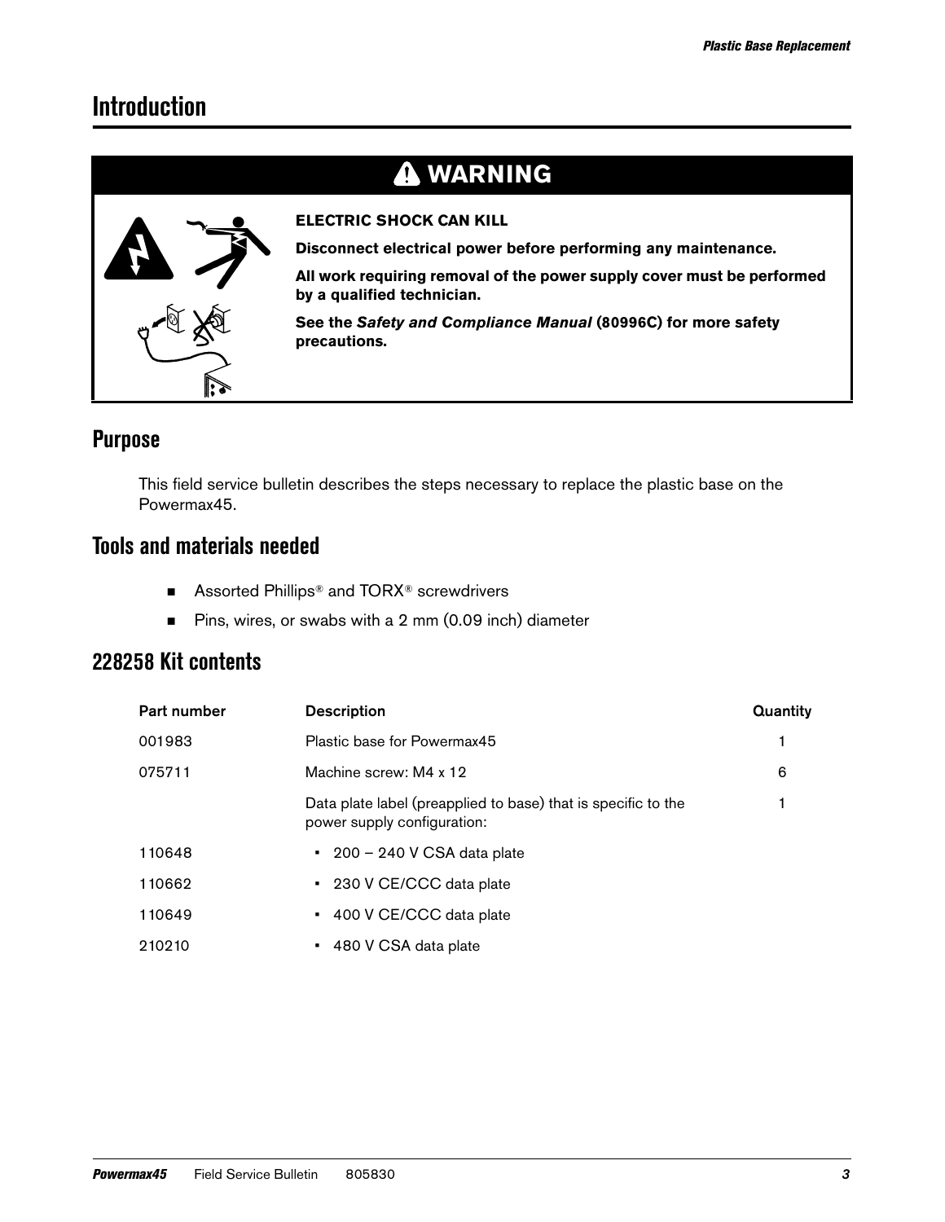# Introduction

## WARNING

**ELECTRIC SHOCK CAN KILL**

**Disconnect electrical power before performing any maintenance.**

**All work requiring removal of the power supply cover must be performed by a qualified technician.**

**See the *Safety and Compliance Manual* (80996C) for more safety precautions.**

## Purpose

This field service bulletin describes the steps necessary to replace the plastic base on the Powermax45.

## Tools and materials needed

- Assorted Phillips® and TORX® screwdrivers
- Pins, wires, or swabs with a 2 mm (0.09 inch) diameter

## 228258 Kit contents

| Part number | Description | Quantity |
|---|---|---|
| 001983 | Plastic base for Powermax45 | 1 |
| 075711 | Machine screw: M4 x 12 | 6 |
| | Data plate label (preapplied to base) that is specific to the power supply configuration: | 1 |
| 110648 | • 200 – 240 V CSA data plate | |
| 110662 | • 230 V CE/CCC data plate | |
| 110649 | • 400 V CE/CCC data plate | |
| 210210 | • 480 V CSA data plate | |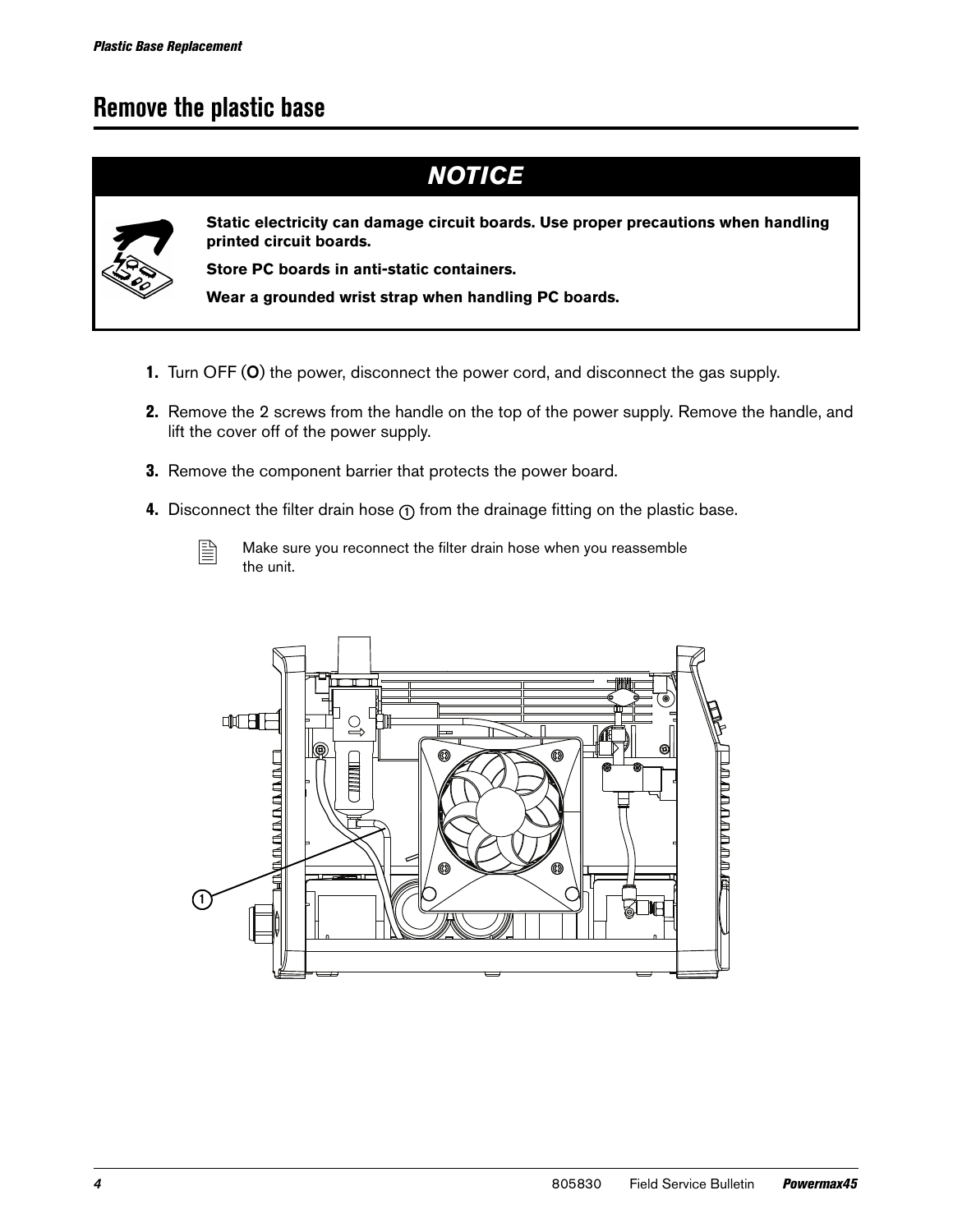## Remove the plastic base

**NOTICE**

**Static electricity can damage circuit boards. Use proper precautions when handling printed circuit boards.**

**Store PC boards in anti-static containers.**

**Wear a grounded wrist strap when handling PC boards.**

1. Turn OFF (**O**) the power, disconnect the power cord, and disconnect the gas supply.
2. Remove the 2 screws from the handle on the top of the power supply. Remove the handle, and lift the cover off of the power supply.
3. Remove the component barrier that protects the power board.
4. Disconnect the filter drain hose ① from the drainage fitting on the plastic base.

   Make sure you reconnect the filter drain hose when you reassemble the unit.

1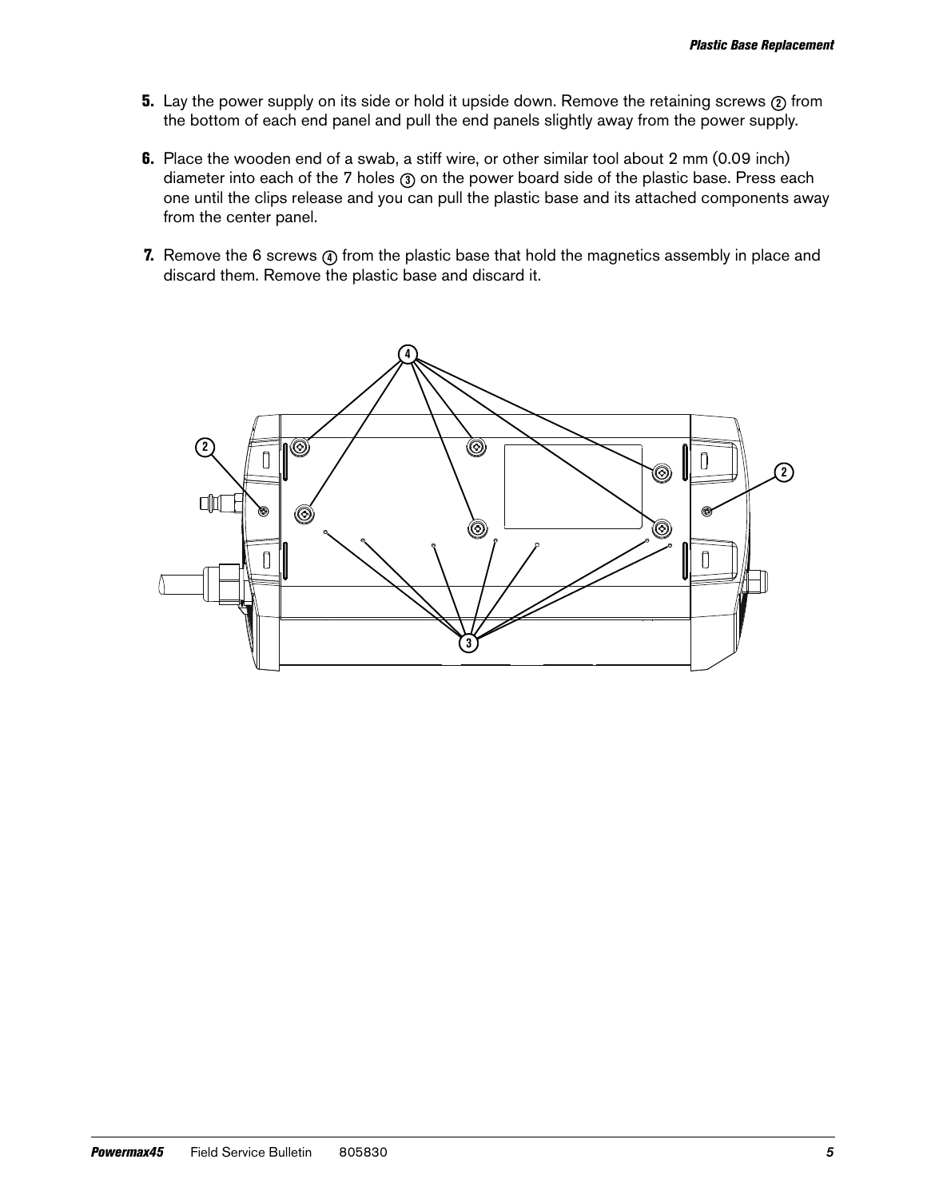5. Lay the power supply on its side or hold it upside down. Remove the retaining screws ② from the bottom of each end panel and pull the end panels slightly away from the power supply.

6. Place the wooden end of a swab, a stiff wire, or other similar tool about 2 mm (0.09 inch) diameter into each of the 7 holes ③ on the power board side of the plastic base. Press each one until the clips release and you can pull the plastic base and its attached components away from the center panel.

7. Remove the 6 screws ④ from the plastic base that hold the magnetics assembly in place and discard them. Remove the plastic base and discard it.

4

2

2

3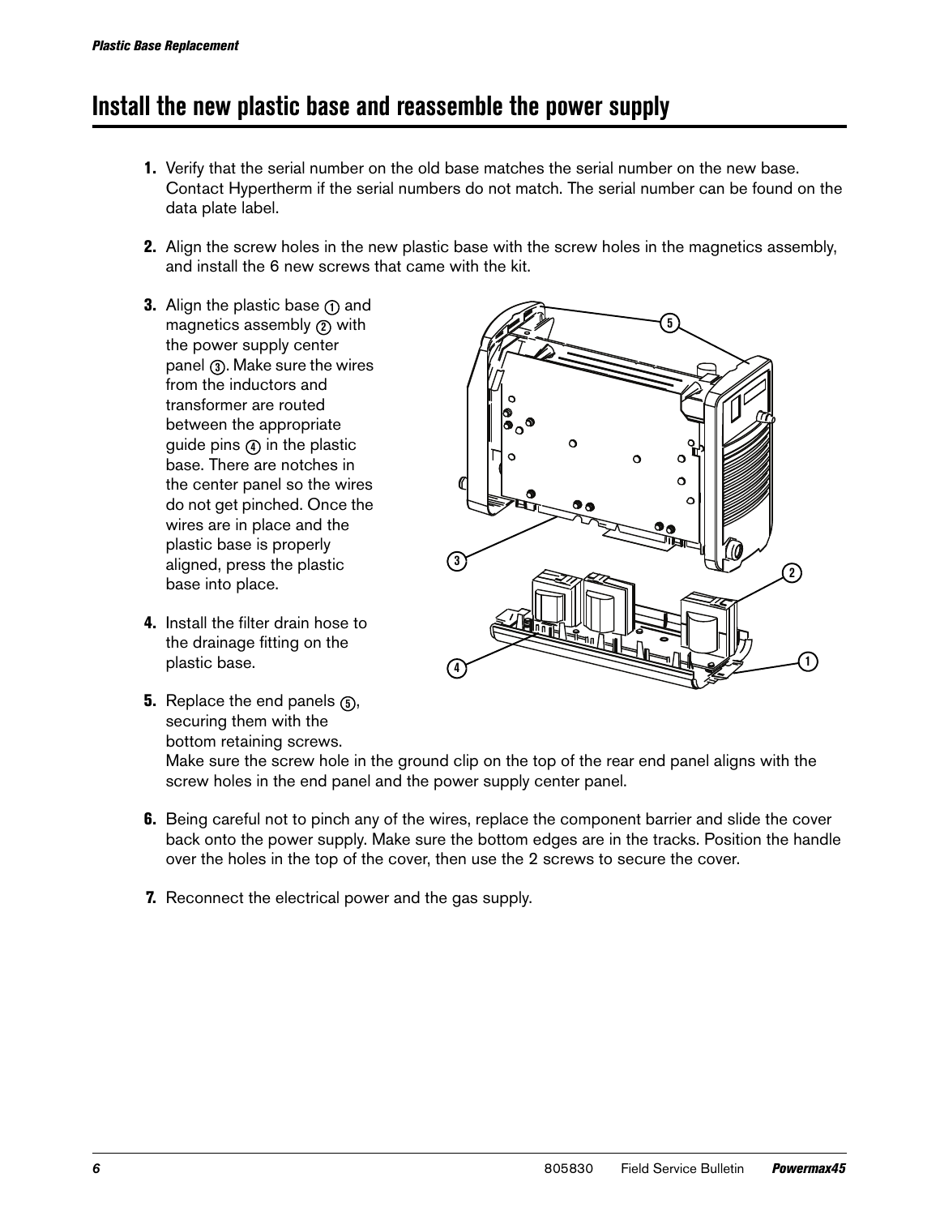## Install the new plastic base and reassemble the power supply

1. Verify that the serial number on the old base matches the serial number on the new base. Contact Hypertherm if the serial numbers do not match. The serial number can be found on the data plate label.

2. Align the screw holes in the new plastic base with the screw holes in the magnetics assembly, and install the 6 new screws that came with the kit.

3. Align the plastic base ① and magnetics assembly ② with the power supply center panel ③. Make sure the wires from the inductors and transformer are routed between the appropriate guide pins ④ in the plastic base. There are notches in the center panel so the wires do not get pinched. Once the wires are in place and the plastic base is properly aligned, press the plastic base into place.

4. Install the filter drain hose to the drainage fitting on the plastic base.

5. Replace the end panels ⑤, securing them with the bottom retaining screws. Make sure the screw hole in the ground clip on the top of the rear end panel aligns with the screw holes in the end panel and the power supply center panel.

6. Being careful not to pinch any of the wires, replace the component barrier and slide the cover back onto the power supply. Make sure the bottom edges are in the tracks. Position the handle over the holes in the top of the cover, then use the 2 screws to secure the cover.

7. Reconnect the electrical power and the gas supply.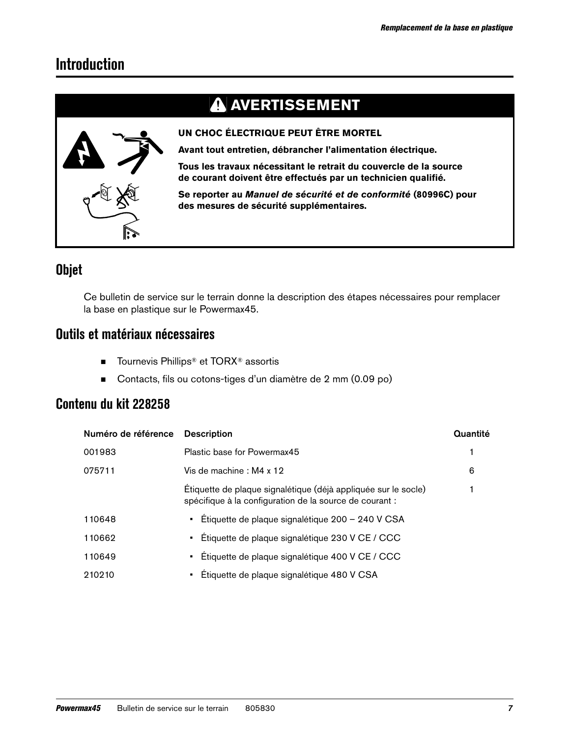# Introduction

## ⚠ AVERTISSEMENT

**UN CHOC ÉLECTRIQUE PEUT ÊTRE MORTEL**

**Avant tout entretien, débrancher l'alimentation électrique.**

**Tous les travaux nécessitant le retrait du couvercle de la source de courant doivent être effectués par un technicien qualifié.**

**Se reporter au *Manuel de sécurité et de conformité* (80996C) pour des mesures de sécurité supplémentaires.**

## Objet

Ce bulletin de service sur le terrain donne la description des étapes nécessaires pour remplacer la base en plastique sur le Powermax45.

## Outils et matériaux nécessaires

- Tournevis Phillips® et TORX® assortis
- Contacts, fils ou cotons-tiges d'un diamètre de 2 mm (0.09 po)

## Contenu du kit 228258

| Numéro de référence | Description | Quantité |
|---|---|---|
| 001983 | Plastic base for Powermax45 | 1 |
| 075711 | Vis de machine : M4 x 12 | 6 |
| | Étiquette de plaque signalétique (déjà appliquée sur le socle) spécifique à la configuration de la source de courant : | 1 |
| 110648 | • Étiquette de plaque signalétique 200 – 240 V CSA | |
| 110662 | • Étiquette de plaque signalétique 230 V CE / CCC | |
| 110649 | • Étiquette de plaque signalétique 400 V CE / CCC | |
| 210210 | • Étiquette de plaque signalétique 480 V CSA | |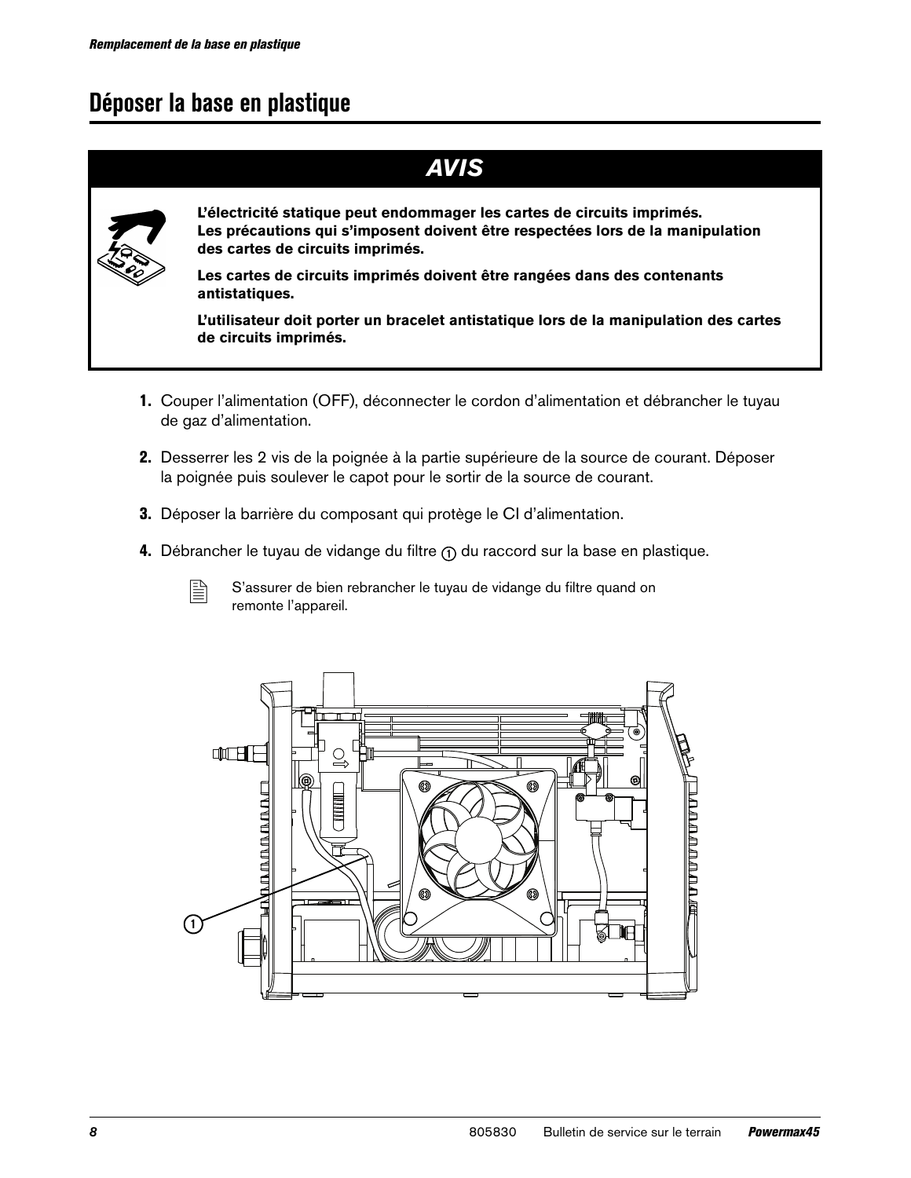# Déposer la base en plastique

## AVIS

**L'électricité statique peut endommager les cartes de circuits imprimés. Les précautions qui s'imposent doivent être respectées lors de la manipulation des cartes de circuits imprimés.**

**Les cartes de circuits imprimés doivent être rangées dans des contenants antistatiques.**

**L'utilisateur doit porter un bracelet antistatique lors de la manipulation des cartes de circuits imprimés.**

1. Couper l'alimentation (OFF), déconnecter le cordon d'alimentation et débrancher le tuyau de gaz d'alimentation.
2. Desserrer les 2 vis de la poignée à la partie supérieure de la source de courant. Déposer la poignée puis soulever le capot pour le sortir de la source de courant.
3. Déposer la barrière du composant qui protège le CI d'alimentation.
4. Débrancher le tuyau de vidange du filtre (1) du raccord sur la base en plastique.

S'assurer de bien rebrancher le tuyau de vidange du filtre quand on remonte l'appareil.

1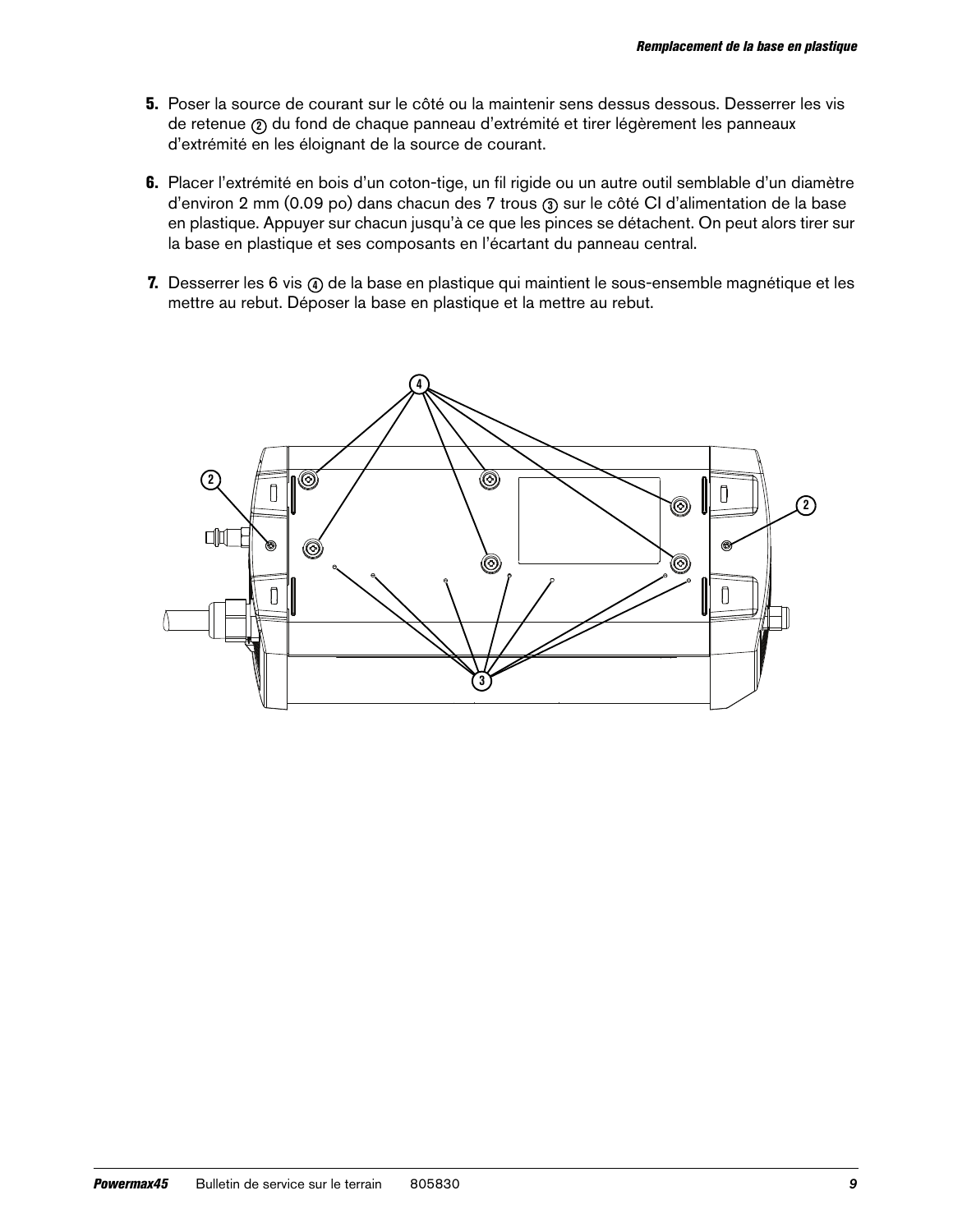5. Poser la source de courant sur le côté ou la maintenir sens dessus dessous. Desserrer les vis de retenue ② du fond de chaque panneau d'extrémité et tirer légèrement les panneaux d'extrémité en les éloignant de la source de courant.

6. Placer l'extrémité en bois d'un coton-tige, un fil rigide ou un autre outil semblable d'un diamètre d'environ 2 mm (0.09 po) dans chacun des 7 trous ③ sur le côté CI d'alimentation de la base en plastique. Appuyer sur chacun jusqu'à ce que les pinces se détachent. On peut alors tirer sur la base en plastique et ses composants en l'écartant du panneau central.

7. Desserrer les 6 vis ④ de la base en plastique qui maintient le sous-ensemble magnétique et les mettre au rebut. Déposer la base en plastique et la mettre au rebut.

4

2

2

3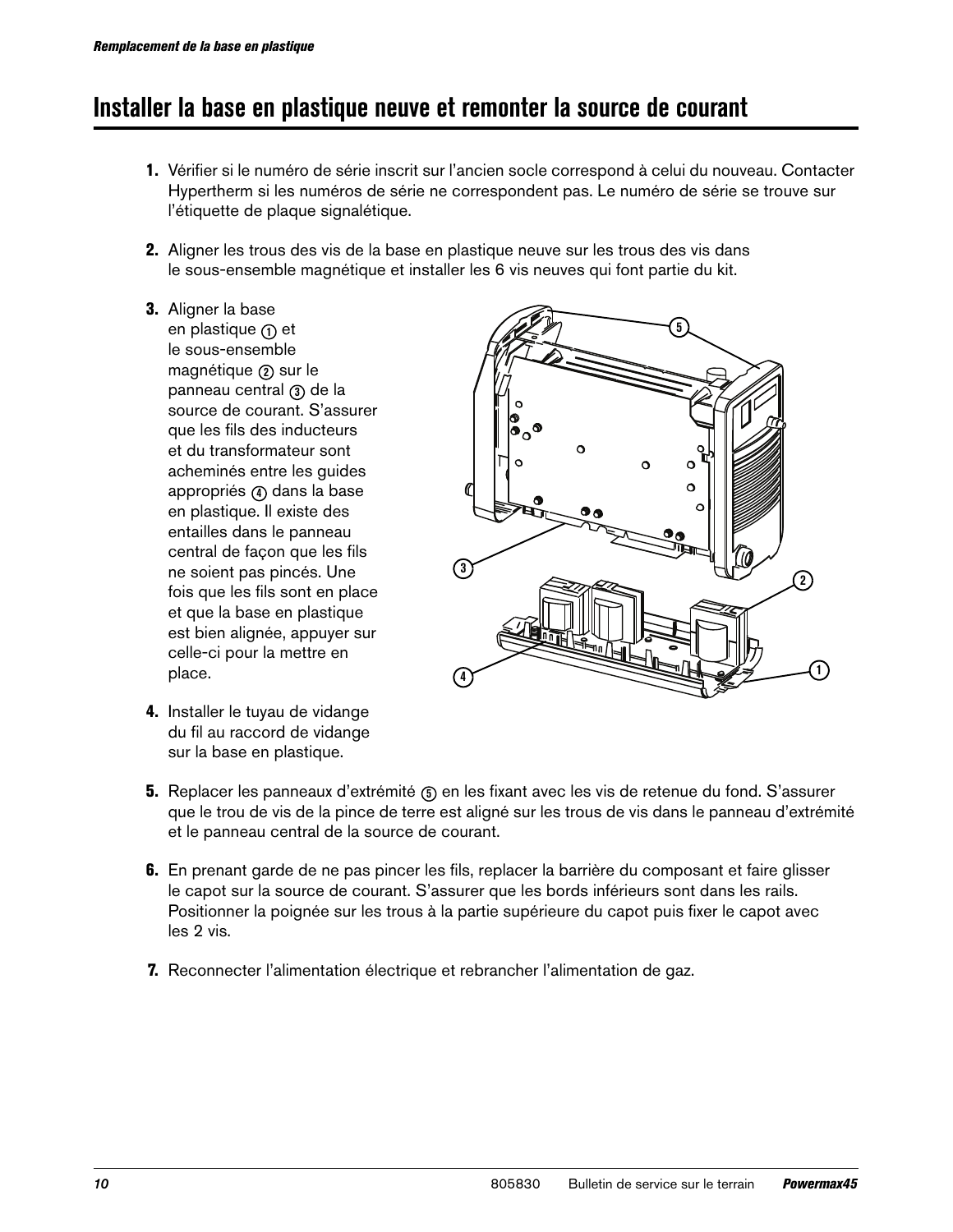# Installer la base en plastique neuve et remonter la source de courant

1. Vérifier si le numéro de série inscrit sur l'ancien socle correspond à celui du nouveau. Contacter Hypertherm si les numéros de série ne correspondent pas. Le numéro de série se trouve sur l'étiquette de plaque signalétique.

2. Aligner les trous des vis de la base en plastique neuve sur les trous des vis dans le sous-ensemble magnétique et installer les 6 vis neuves qui font partie du kit.

3. Aligner la base en plastique ① et le sous-ensemble magnétique ② sur le panneau central ③ de la source de courant. S'assurer que les fils des inducteurs et du transformateur sont acheminés entre les guides appropriés ④ dans la base en plastique. Il existe des entailles dans le panneau central de façon que les fils ne soient pas pincés. Une fois que les fils sont en place et que la base en plastique est bien alignée, appuyer sur celle-ci pour la mettre en place.

4. Installer le tuyau de vidange du fil au raccord de vidange sur la base en plastique.

5. Replacer les panneaux d'extrémité ⑤ en les fixant avec les vis de retenue du fond. S'assurer que le trou de vis de la pince de terre est aligné sur les trous de vis dans le panneau d'extrémité et le panneau central de la source de courant.

6. En prenant garde de ne pas pincer les fils, replacer la barrière du composant et faire glisser le capot sur la source de courant. S'assurer que les bords inférieurs sont dans les rails. Positionner la poignée sur les trous à la partie supérieure du capot puis fixer le capot avec les 2 vis.

7. Reconnecter l'alimentation électrique et rebrancher l'alimentation de gaz.